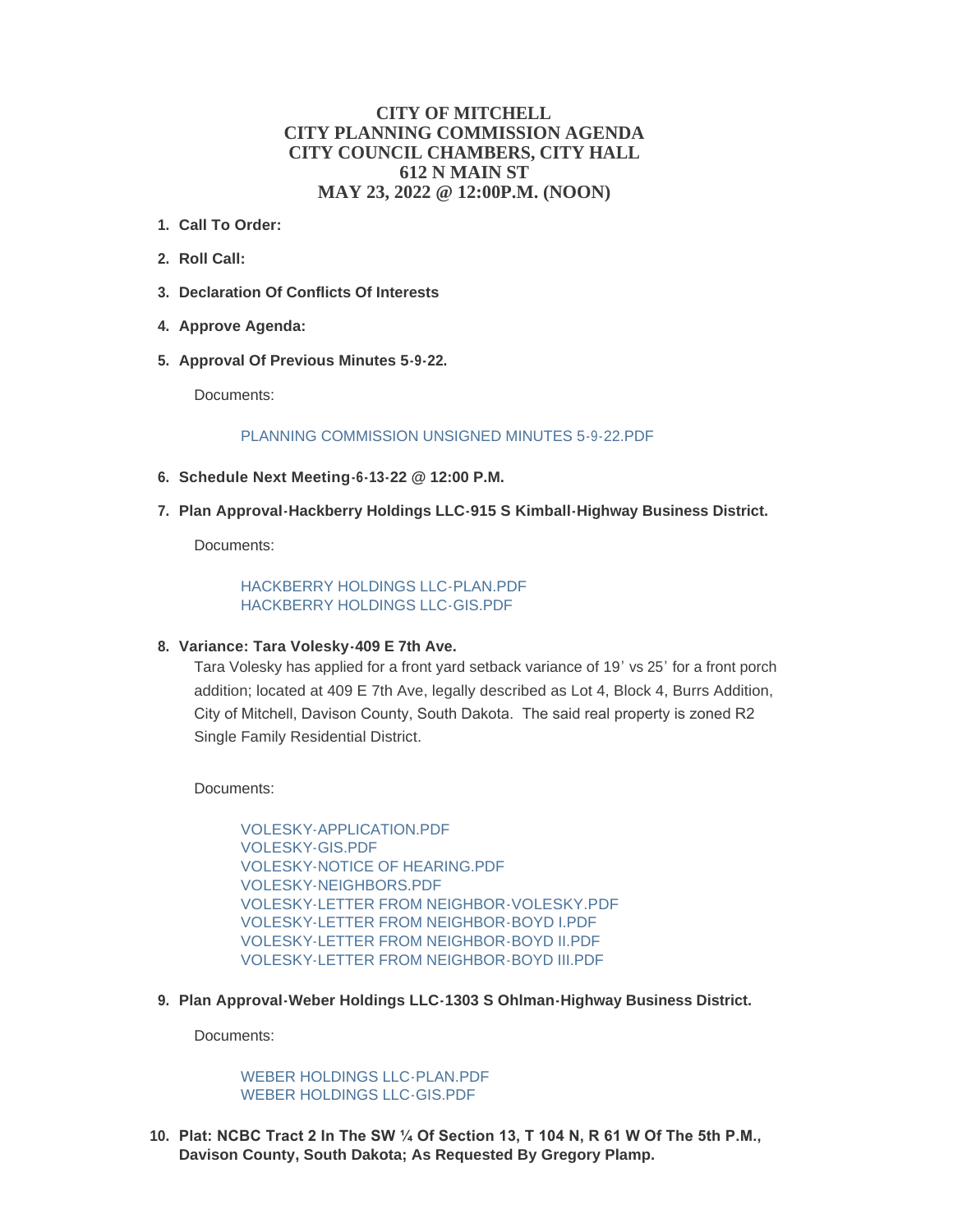# CITY OF MITCHELL
# CITY PLANNING COMMISSION AGENDA
# CITY COUNCIL CHAMBERS, CITY HALL
# 612 N MAIN ST
# MAY 23, 2022 @ 12:00P.M. (NOON)

1. **Call To Order:**

2. **Roll Call:**

3. **Declaration Of Conflicts Of Interests**

4. **Approve Agenda:**

5. **Approval Of Previous Minutes 5-9-22.**

   Documents:

   PLANNING COMMISSION UNSIGNED MINUTES 5-9-22.PDF

6. **Schedule Next Meeting-6-13-22 @ 12:00 P.M.**

7. **Plan Approval-Hackberry Holdings LLC-915 S Kimball-Highway Business District.**

   Documents:

   HACKBERRY HOLDINGS LLC-PLAN.PDF
   HACKBERRY HOLDINGS LLC-GIS.PDF

8. **Variance: Tara Volesky-409 E 7th Ave.**

   Tara Volesky has applied for a front yard setback variance of 19' vs 25' for a front porch addition; located at 409 E 7th Ave, legally described as Lot 4, Block 4, Burrs Addition, City of Mitchell, Davison County, South Dakota. The said real property is zoned R2 Single Family Residential District.

   Documents:

   VOLESKY-APPLICATION.PDF
   VOLESKY-GIS.PDF
   VOLESKY-NOTICE OF HEARING.PDF
   VOLESKY-NEIGHBORS.PDF
   VOLESKY-LETTER FROM NEIGHBOR-VOLESKY.PDF
   VOLESKY-LETTER FROM NEIGHBOR-BOYD I.PDF
   VOLESKY-LETTER FROM NEIGHBOR-BOYD II.PDF
   VOLESKY-LETTER FROM NEIGHBOR-BOYD III.PDF

9. **Plan Approval-Weber Holdings LLC-1303 S Ohlman-Highway Business District.**

   Documents:

   WEBER HOLDINGS LLC-PLAN.PDF
   WEBER HOLDINGS LLC-GIS.PDF

10. **Plat: NCBC Tract 2 In The SW ¼ Of Section 13, T 104 N, R 61 W Of The 5th P.M., Davison County, South Dakota; As Requested By Gregory Plamp.**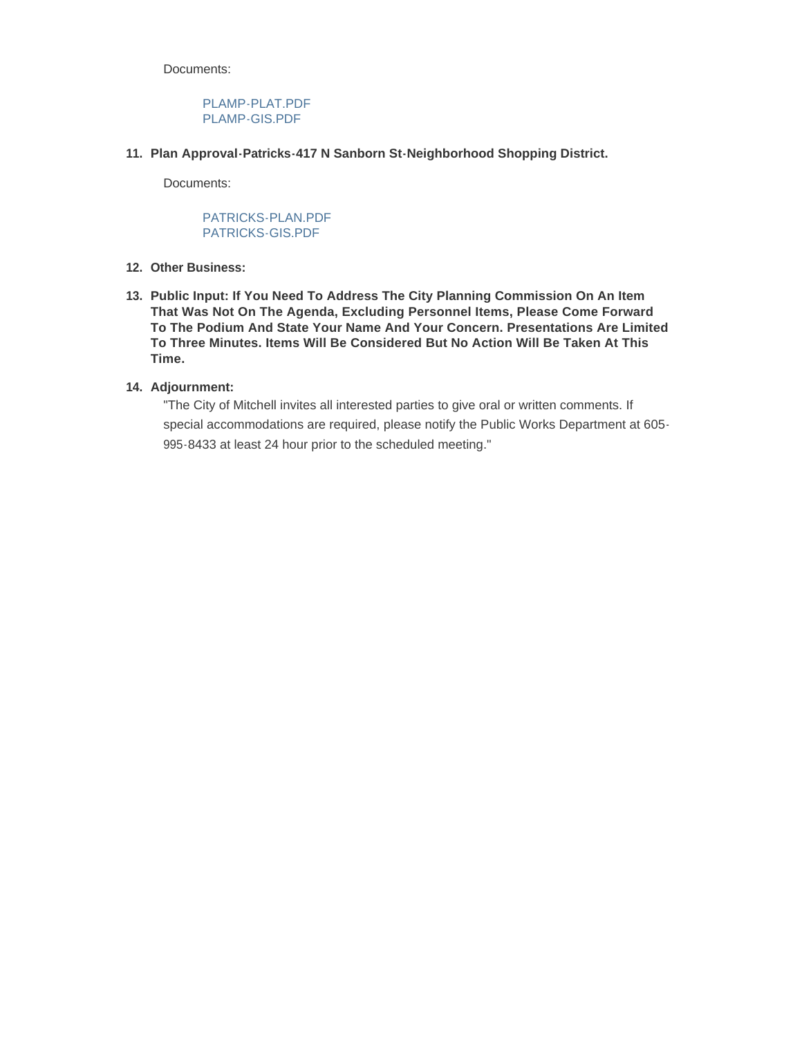Documents:

PLAMP-PLAT.PDF
PLAMP-GIS.PDF

11. **Plan Approval-Patricks-417 N Sanborn St-Neighborhood Shopping District.**

    Documents:

    PATRICKS-PLAN.PDF
    PATRICKS-GIS.PDF

12. **Other Business:**

13. **Public Input: If You Need To Address The City Planning Commission On An Item That Was Not On The Agenda, Excluding Personnel Items, Please Come Forward To The Podium And State Your Name And Your Concern. Presentations Are Limited To Three Minutes. Items Will Be Considered But No Action Will Be Taken At This Time.**

14. **Adjournment:**

    "The City of Mitchell invites all interested parties to give oral or written comments. If special accommodations are required, please notify the Public Works Department at 605-995-8433 at least 24 hour prior to the scheduled meeting."